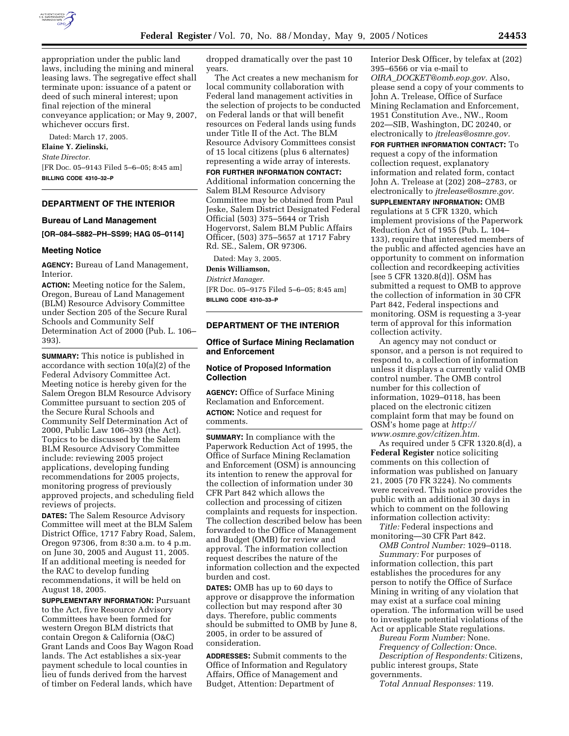appropriation under the public land laws, including the mining and mineral leasing laws. The segregative effect shall terminate upon: issuance of a patent or deed of such mineral interest; upon final rejection of the mineral conveyance application; or May 9, 2007, whichever occurs first.

Dated: March 17, 2005.

**Elaine Y. Zielinski,**

*State Director.*

[FR Doc. 05–9143 Filed 5–6–05; 8:45 am]

**BILLING CODE 4310–32–P**

---

## DEPARTMENT OF THE INTERIOR

### Bureau of Land Management

**[OR–084–5882–PH–SS99; HAG 05–0114]**

### Meeting Notice

**AGENCY:** Bureau of Land Management, Interior.

**ACTION:** Meeting notice for the Salem, Oregon, Bureau of Land Management (BLM) Resource Advisory Committee under Section 205 of the Secure Rural Schools and Community Self Determination Act of 2000 (Pub. L. 106–393).

**SUMMARY:** This notice is published in accordance with section 10(a)(2) of the Federal Advisory Committee Act. Meeting notice is hereby given for the Salem Oregon BLM Resource Advisory Committee pursuant to section 205 of the Secure Rural Schools and Community Self Determination Act of 2000, Public Law 106–393 (the Act). Topics to be discussed by the Salem BLM Resource Advisory Committee include: reviewing 2005 project applications, developing funding recommendations for 2005 projects, monitoring progress of previously approved projects, and scheduling field reviews of projects.

**DATES:** The Salem Resource Advisory Committee will meet at the BLM Salem District Office, 1717 Fabry Road, Salem, Oregon 97306, from 8:30 a.m. to 4 p.m. on June 30, 2005 and August 11, 2005. If an additional meeting is needed for the RAC to develop funding recommendations, it will be held on August 18, 2005.

**SUPPLEMENTARY INFORMATION:** Pursuant to the Act, five Resource Advisory Committees have been formed for western Oregon BLM districts that contain Oregon & California (O&C) Grant Lands and Coos Bay Wagon Road lands. The Act establishes a six-year payment schedule to local counties in lieu of funds derived from the harvest of timber on Federal lands, which have dropped dramatically over the past 10 years.

The Act creates a new mechanism for local community collaboration with Federal land management activities in the selection of projects to be conducted on Federal lands or that will benefit resources on Federal lands using funds under Title II of the Act. The BLM Resource Advisory Committees consist of 15 local citizens (plus 6 alternates) representing a wide array of interests.

**FOR FURTHER INFORMATION CONTACT:** Additional information concerning the Salem BLM Resource Advisory Committee may be obtained from Paul Jeske, Salem District Designated Federal Official (503) 375–5644 or Trish Hogervorst, Salem BLM Public Affairs Officer, (503) 375–5657 at 1717 Fabry Rd. SE., Salem, OR 97306.

Dated: May 3, 2005.

**Denis Williamson,**

*District Manager.*

[FR Doc. 05–9175 Filed 5–6–05; 8:45 am]

**BILLING CODE 4310–33–P**

---

## DEPARTMENT OF THE INTERIOR

### Office of Surface Mining Reclamation and Enforcement

### Notice of Proposed Information Collection

**AGENCY:** Office of Surface Mining Reclamation and Enforcement.

**ACTION:** Notice and request for comments.

**SUMMARY:** In compliance with the Paperwork Reduction Act of 1995, the Office of Surface Mining Reclamation and Enforcement (OSM) is announcing its intention to renew the approval for the collection of information under 30 CFR Part 842 which allows the collection and processing of citizen complaints and requests for inspection. The collection described below has been forwarded to the Office of Management and Budget (OMB) for review and approval. The information collection request describes the nature of the information collection and the expected burden and cost.

**DATES:** OMB has up to 60 days to approve or disapprove the information collection but may respond after 30 days. Therefore, public comments should be submitted to OMB by June 8, 2005, in order to be assured of consideration.

**ADDRESSES:** Submit comments to the Office of Information and Regulatory Affairs, Office of Management and Budget, Attention: Department of Interior Desk Officer, by telefax at (202) 395–6566 or via e-mail to *OIRA_DOCKET@omb.eop.gov.* Also, please send a copy of your comments to John A. Trelease, Office of Surface Mining Reclamation and Enforcement, 1951 Constitution Ave., NW., Room 202—SIB, Washington, DC 20240, or electronically to *jtreleas@osmre.gov.*

**FOR FURTHER INFORMATION CONTACT:** To request a copy of the information collection request, explanatory information and related form, contact John A. Trelease at (202) 208–2783, or electronically to *jtrelease@osmre.gov.*

**SUPPLEMENTARY INFORMATION:** OMB regulations at 5 CFR 1320, which implement provisions of the Paperwork Reduction Act of 1955 (Pub. L. 104–133), require that interested members of the public and affected agencies have an opportunity to comment on information collection and recordkeeping activities [see 5 CFR 1320.8(d)]. OSM has submitted a request to OMB to approve the collection of information in 30 CFR Part 842, Federal inspections and monitoring. OSM is requesting a 3-year term of approval for this information collection activity.

An agency may not conduct or sponsor, and a person is not required to respond to, a collection of information unless it displays a currently valid OMB control number. The OMB control number for this collection of information, 1029–0118, has been placed on the electronic citizen complaint form that may be found on OSM's home page at *http://www.osmre.gov/citizen.htm.*

As required under 5 CFR 1320.8(d), a **Federal Register** notice soliciting comments on this collection of information was published on January 21, 2005 (70 FR 3224). No comments were received. This notice provides the public with an additional 30 days in which to comment on the following information collection activity:

*Title:* Federal inspections and monitoring—30 CFR Part 842.

*OMB Control Number:* 1029–0118.

*Summary:* For purposes of information collection, this part establishes the procedures for any person to notify the Office of Surface Mining in writing of any violation that may exist at a surface coal mining operation. The information will be used to investigate potential violations of the Act or applicable State regulations.

*Bureau Form Number:* None.

*Frequency of Collection:* Once.

*Description of Respondents:* Citizens, public interest groups, State governments.

*Total Annual Responses:* 119.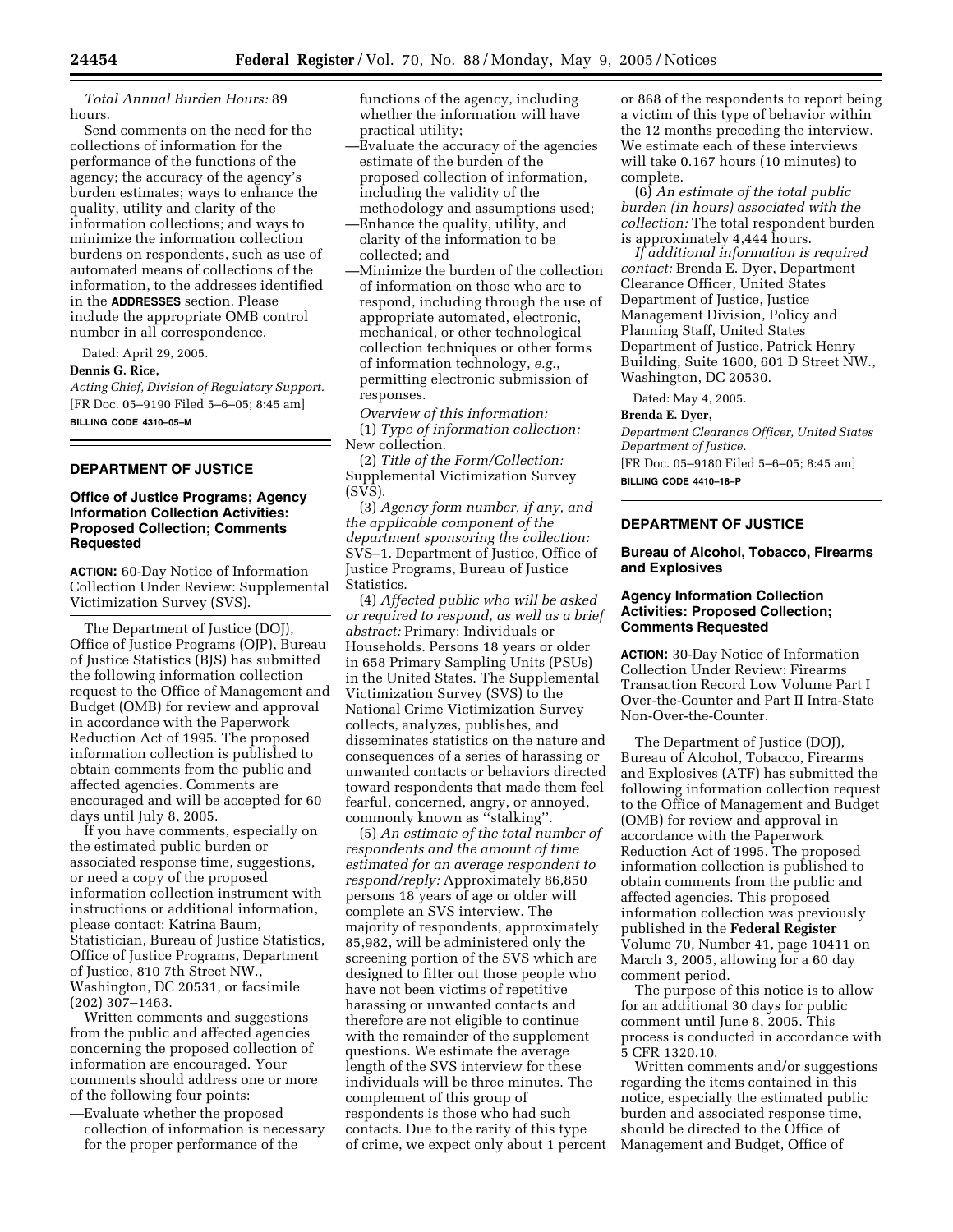*Total Annual Burden Hours:* 89 hours.

Send comments on the need for the collections of information for the performance of the functions of the agency; the accuracy of the agency's burden estimates; ways to enhance the quality, utility and clarity of the information collections; and ways to minimize the information collection burdens on respondents, such as use of automated means of collections of the information, to the addresses identified in the **ADDRESSES** section. Please include the appropriate OMB control number in all correspondence.

Dated: April 29, 2005.

**Dennis G. Rice,**

*Acting Chief, Division of Regulatory Support.*

[FR Doc. 05–9190 Filed 5–6–05; 8:45 am]

**BILLING CODE 4310–05–M**

## DEPARTMENT OF JUSTICE

### Office of Justice Programs; Agency Information Collection Activities: Proposed Collection; Comments Requested

**ACTION:** 60-Day Notice of Information Collection Under Review: Supplemental Victimization Survey (SVS).

The Department of Justice (DOJ), Office of Justice Programs (OJP), Bureau of Justice Statistics (BJS) has submitted the following information collection request to the Office of Management and Budget (OMB) for review and approval in accordance with the Paperwork Reduction Act of 1995. The proposed information collection is published to obtain comments from the public and affected agencies. Comments are encouraged and will be accepted for 60 days until July 8, 2005.

If you have comments, especially on the estimated public burden or associated response time, suggestions, or need a copy of the proposed information collection instrument with instructions or additional information, please contact: Katrina Baum, Statistician, Bureau of Justice Statistics, Office of Justice Programs, Department of Justice, 810 7th Street NW., Washington, DC 20531, or facsimile (202) 307–1463.

Written comments and suggestions from the public and affected agencies concerning the proposed collection of information are encouraged. Your comments should address one or more of the following four points:

—Evaluate whether the proposed collection of information is necessary for the proper performance of the functions of the agency, including whether the information will have practical utility;

—Evaluate the accuracy of the agencies estimate of the burden of the proposed collection of information, including the validity of the methodology and assumptions used;

—Enhance the quality, utility, and clarity of the information to be collected; and

—Minimize the burden of the collection of information on those who are to respond, including through the use of appropriate automated, electronic, mechanical, or other technological collection techniques or other forms of information technology, *e.g.*, permitting electronic submission of responses.

*Overview of this information:*

(1) *Type of information collection:* New collection.

(2) *Title of the Form/Collection:* Supplemental Victimization Survey (SVS).

(3) *Agency form number, if any, and the applicable component of the department sponsoring the collection:* SVS–1. Department of Justice, Office of Justice Programs, Bureau of Justice Statistics.

(4) *Affected public who will be asked or required to respond, as well as a brief abstract:* Primary: Individuals or Households. Persons 18 years or older in 658 Primary Sampling Units (PSUs) in the United States. The Supplemental Victimization Survey (SVS) to the National Crime Victimization Survey collects, analyzes, publishes, and disseminates statistics on the nature and consequences of a series of harassing or unwanted contacts or behaviors directed toward respondents that made them feel fearful, concerned, angry, or annoyed, commonly known as ''stalking''.

(5) *An estimate of the total number of respondents and the amount of time estimated for an average respondent to respond/reply:* Approximately 86,850 persons 18 years of age or older will complete an SVS interview. The majority of respondents, approximately 85,982, will be administered only the screening portion of the SVS which are designed to filter out those people who have not been victims of repetitive harassing or unwanted contacts and therefore are not eligible to continue with the remainder of the supplement questions. We estimate the average length of the SVS interview for these individuals will be three minutes. The complement of this group of respondents is those who had such contacts. Due to the rarity of this type of crime, we expect only about 1 percent or 868 of the respondents to report being a victim of this type of behavior within the 12 months preceding the interview. We estimate each of these interviews will take 0.167 hours (10 minutes) to complete.

(6) *An estimate of the total public burden (in hours) associated with the collection:* The total respondent burden is approximately 4,444 hours.

*If additional information is required contact:* Brenda E. Dyer, Department Clearance Officer, United States Department of Justice, Justice Management Division, Policy and Planning Staff, United States Department of Justice, Patrick Henry Building, Suite 1600, 601 D Street NW., Washington, DC 20530.

Dated: May 4, 2005.

**Brenda E. Dyer,**

*Department Clearance Officer, United States Department of Justice.*

[FR Doc. 05–9180 Filed 5–6–05; 8:45 am]

**BILLING CODE 4410–18–P**

## DEPARTMENT OF JUSTICE

### Bureau of Alcohol, Tobacco, Firearms and Explosives

### Agency Information Collection Activities: Proposed Collection; Comments Requested

**ACTION:** 30-Day Notice of Information Collection Under Review: Firearms Transaction Record Low Volume Part I Over-the-Counter and Part II Intra-State Non-Over-the-Counter.

The Department of Justice (DOJ), Bureau of Alcohol, Tobacco, Firearms and Explosives (ATF) has submitted the following information collection request to the Office of Management and Budget (OMB) for review and approval in accordance with the Paperwork Reduction Act of 1995. The proposed information collection is published to obtain comments from the public and affected agencies. This proposed information collection was previously published in the **Federal Register** Volume 70, Number 41, page 10411 on March 3, 2005, allowing for a 60 day comment period.

The purpose of this notice is to allow for an additional 30 days for public comment until June 8, 2005. This process is conducted in accordance with 5 CFR 1320.10.

Written comments and/or suggestions regarding the items contained in this notice, especially the estimated public burden and associated response time, should be directed to the Office of Management and Budget, Office of